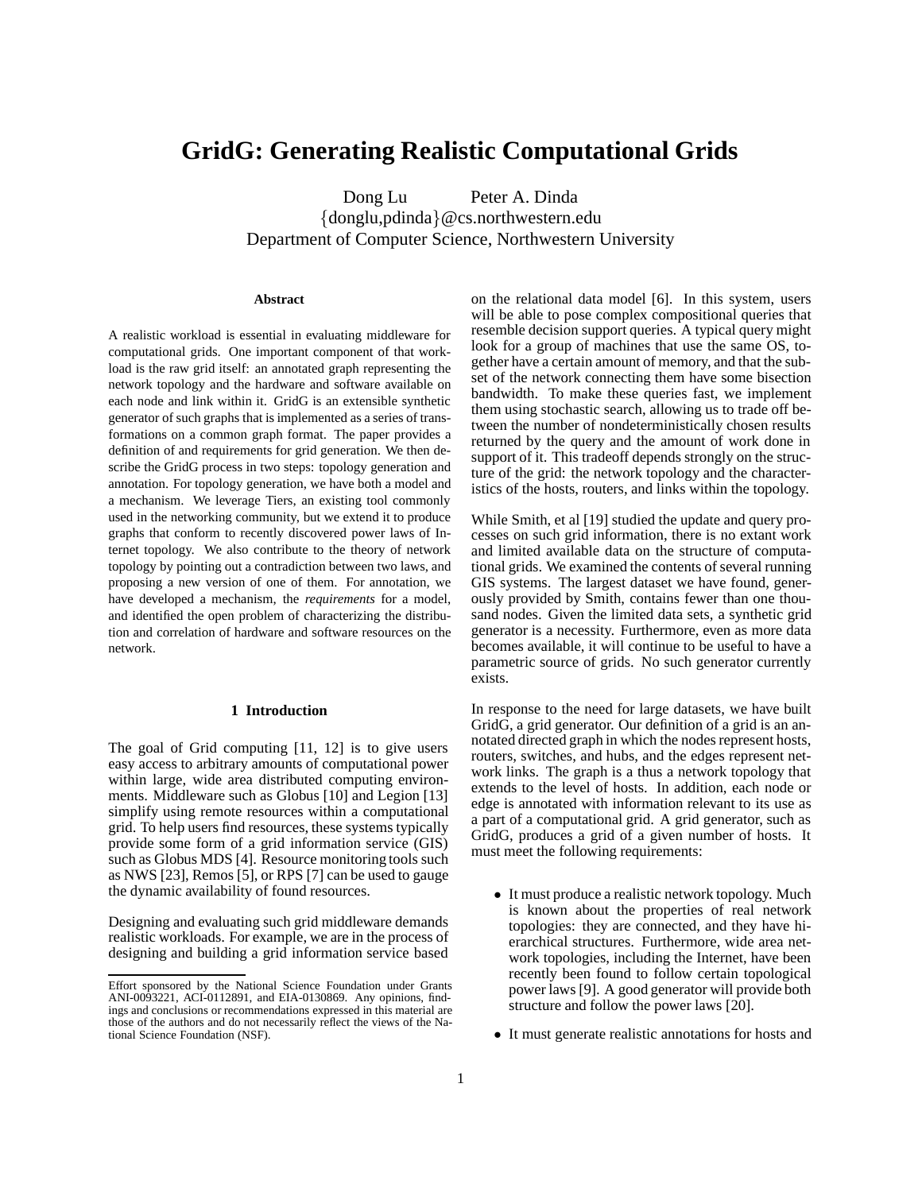# GridG: Generating Realistic Computational Grids

Dong Lu Peter A. Dinda
{donglu,pdinda}@cs.northwestern.edu
Department of Computer Science, Northwestern University

### Abstract

A realistic workload is essential in evaluating middleware for computational grids. One important component of that workload is the raw grid itself: an annotated graph representing the network topology and the hardware and software available on each node and link within it. GridG is an extensible synthetic generator of such graphs that is implemented as a series of transformations on a common graph format. The paper provides a definition of and requirements for grid generation. We then describe the GridG process in two steps: topology generation and annotation. For topology generation, we have both a model and a mechanism. We leverage Tiers, an existing tool commonly used in the networking community, but we extend it to produce graphs that conform to recently discovered power laws of Internet topology. We also contribute to the theory of network topology by pointing out a contradiction between two laws, and proposing a new version of one of them. For annotation, we have developed a mechanism, the *requirements* for a model, and identified the open problem of characterizing the distribution and correlation of hardware and software resources on the network.

## 1 Introduction

The goal of Grid computing [11, 12] is to give users easy access to arbitrary amounts of computational power within large, wide area distributed computing environments. Middleware such as Globus [10] and Legion [13] simplify using remote resources within a computational grid. To help users find resources, these systems typically provide some form of a grid information service (GIS) such as Globus MDS [4]. Resource monitoring tools such as NWS [23], Remos [5], or RPS [7] can be used to gauge the dynamic availability of found resources.

Designing and evaluating such grid middleware demands realistic workloads. For example, we are in the process of designing and building a grid information service based on the relational data model [6]. In this system, users will be able to pose complex compositional queries that resemble decision support queries. A typical query might look for a group of machines that use the same OS, together have a certain amount of memory, and that the subset of the network connecting them have some bisection bandwidth. To make these queries fast, we implement them using stochastic search, allowing us to trade off between the number of nondeterministically chosen results returned by the query and the amount of work done in support of it. This tradeoff depends strongly on the structure of the grid: the network topology and the characteristics of the hosts, routers, and links within the topology.

While Smith, et al [19] studied the update and query processes on such grid information, there is no extant work and limited available data on the structure of computational grids. We examined the contents of several running GIS systems. The largest dataset we have found, generously provided by Smith, contains fewer than one thousand nodes. Given the limited data sets, a synthetic grid generator is a necessity. Furthermore, even as more data becomes available, it will continue to be useful to have a parametric source of grids. No such generator currently exists.

In response to the need for large datasets, we have built GridG, a grid generator. Our definition of a grid is an annotated directed graph in which the nodes represent hosts, routers, switches, and hubs, and the edges represent network links. The graph is a thus a network topology that extends to the level of hosts. In addition, each node or edge is annotated with information relevant to its use as a part of a computational grid. A grid generator, such as GridG, produces a grid of a given number of hosts. It must meet the following requirements:

- It must produce a realistic network topology. Much is known about the properties of real network topologies: they are connected, and they have hierarchical structures. Furthermore, wide area network topologies, including the Internet, have been recently been found to follow certain topological power laws [9]. A good generator will provide both structure and follow the power laws [20].
- It must generate realistic annotations for hosts and

Effort sponsored by the National Science Foundation under Grants ANI-0093221, ACI-0112891, and EIA-0130869. Any opinions, findings and conclusions or recommendations expressed in this material are those of the authors and do not necessarily reflect the views of the National Science Foundation (NSF).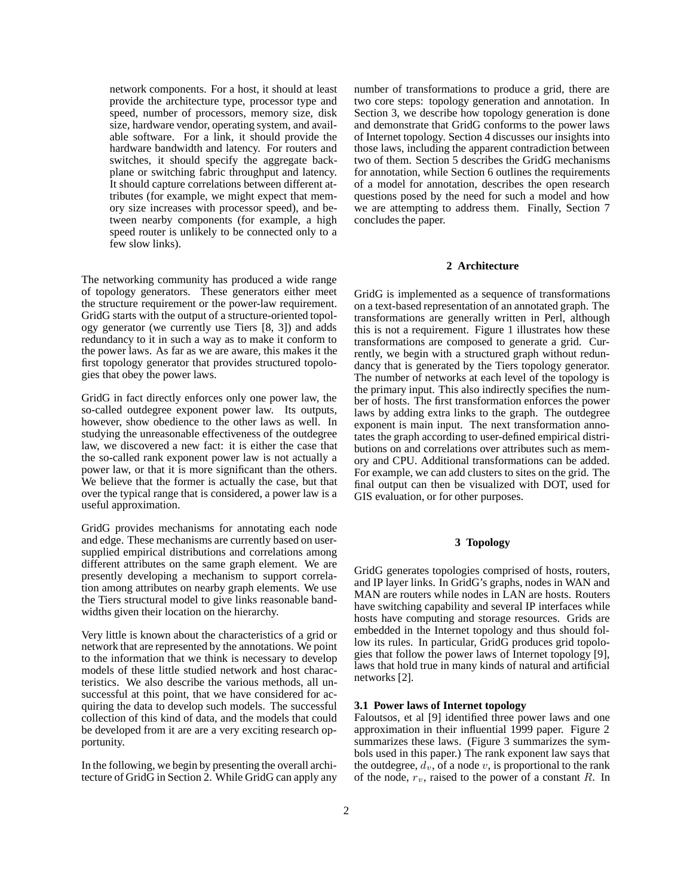network components. For a host, it should at least provide the architecture type, processor type and speed, number of processors, memory size, disk size, hardware vendor, operating system, and available software. For a link, it should provide the hardware bandwidth and latency. For routers and switches, it should specify the aggregate backplane or switching fabric throughput and latency. It should capture correlations between different attributes (for example, we might expect that memory size increases with processor speed), and between nearby components (for example, a high speed router is unlikely to be connected only to a few slow links).

The networking community has produced a wide range of topology generators. These generators either meet the structure requirement or the power-law requirement. GridG starts with the output of a structure-oriented topology generator (we currently use Tiers [8, 3]) and adds redundancy to it in such a way as to make it conform to the power laws. As far as we are aware, this makes it the first topology generator that provides structured topologies that obey the power laws.

GridG in fact directly enforces only one power law, the so-called outdegree exponent power law. Its outputs, however, show obedience to the other laws as well. In studying the unreasonable effectiveness of the outdegree law, we discovered a new fact: it is either the case that the so-called rank exponent power law is not actually a power law, or that it is more significant than the others. We believe that the former is actually the case, but that over the typical range that is considered, a power law is a useful approximation.

GridG provides mechanisms for annotating each node and edge. These mechanisms are currently based on user-supplied empirical distributions and correlations among different attributes on the same graph element. We are presently developing a mechanism to support correlation among attributes on nearby graph elements. We use the Tiers structural model to give links reasonable bandwidths given their location on the hierarchy.

Very little is known about the characteristics of a grid or network that are represented by the annotations. We point to the information that we think is necessary to develop models of these little studied network and host characteristics. We also describe the various methods, all unsuccessful at this point, that we have considered for acquiring the data to develop such models. The successful collection of this kind of data, and the models that could be developed from it are are a very exciting research opportunity.

In the following, we begin by presenting the overall architecture of GridG in Section 2. While GridG can apply any number of transformations to produce a grid, there are two core steps: topology generation and annotation. In Section 3, we describe how topology generation is done and demonstrate that GridG conforms to the power laws of Internet topology. Section 4 discusses our insights into those laws, including the apparent contradiction between two of them. Section 5 describes the GridG mechanisms for annotation, while Section 6 outlines the requirements of a model for annotation, describes the open research questions posed by the need for such a model and how we are attempting to address them. Finally, Section 7 concludes the paper.

## 2 Architecture

GridG is implemented as a sequence of transformations on a text-based representation of an annotated graph. The transformations are generally written in Perl, although this is not a requirement. Figure 1 illustrates how these transformations are composed to generate a grid. Currently, we begin with a structured graph without redundancy that is generated by the Tiers topology generator. The number of networks at each level of the topology is the primary input. This also indirectly specifies the number of hosts. The first transformation enforces the power laws by adding extra links to the graph. The outdegree exponent is main input. The next transformation annotates the graph according to user-defined empirical distributions on and correlations over attributes such as memory and CPU. Additional transformations can be added. For example, we can add clusters to sites on the grid. The final output can then be visualized with DOT, used for GIS evaluation, or for other purposes.

## 3 Topology

GridG generates topologies comprised of hosts, routers, and IP layer links. In GridG's graphs, nodes in WAN and MAN are routers while nodes in LAN are hosts. Routers have switching capability and several IP interfaces while hosts have computing and storage resources. Grids are embedded in the Internet topology and thus should follow its rules. In particular, GridG produces grid topologies that follow the power laws of Internet topology [9], laws that hold true in many kinds of natural and artificial networks [2].

### 3.1 Power laws of Internet topology

Faloutsos, et al [9] identified three power laws and one approximation in their influential 1999 paper. Figure 2 summarizes these laws. (Figure 3 summarizes the symbols used in this paper.) The rank exponent law says that the outdegree, $d_v$, of a node $v$, is proportional to the rank of the node, $r_v$, raised to the power of a constant $R$. In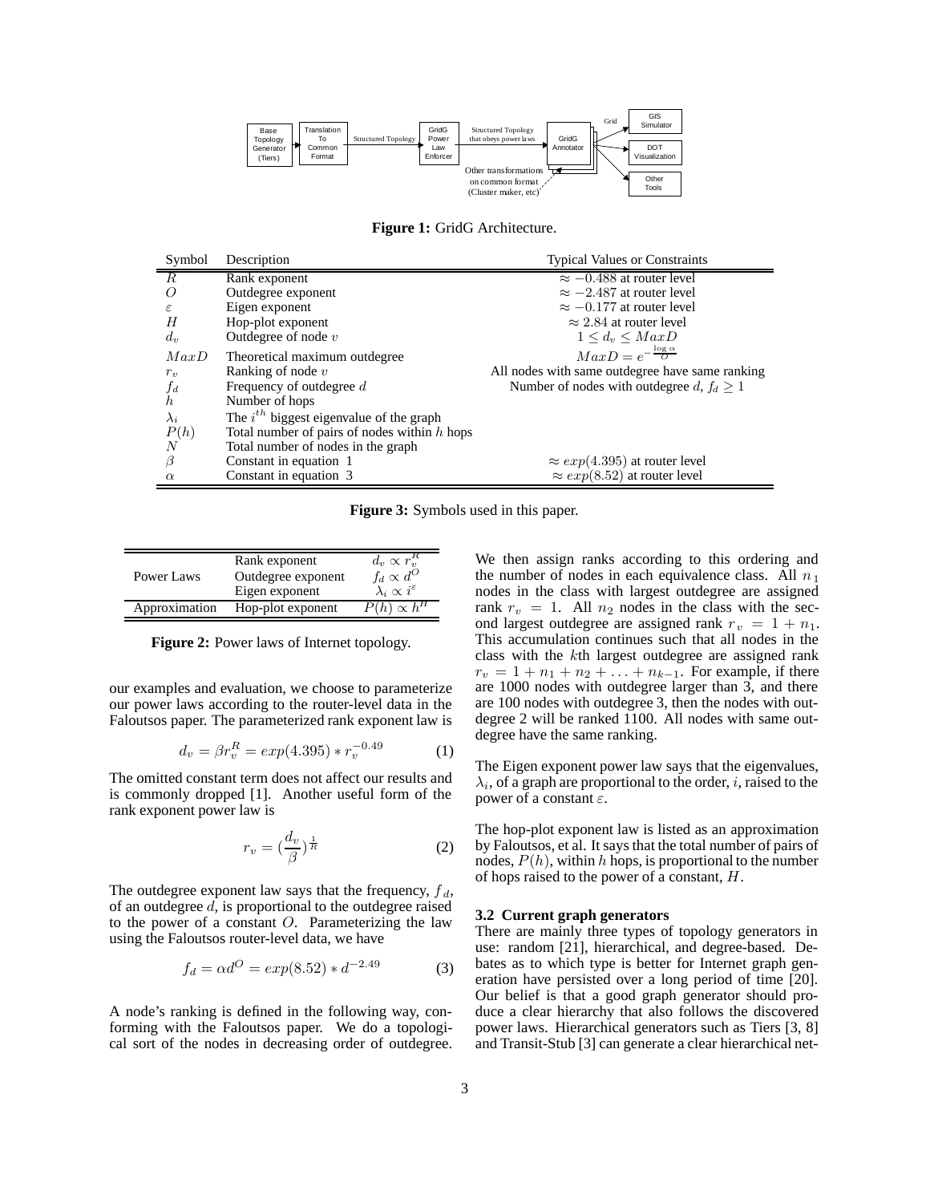**Figure 1:** GridG Architecture.

| Symbol | Description | Typical Values or Constraints |
|---|---|---|
| $R$ | Rank exponent | $\approx -0.488$ at router level |
| $O$ | Outdegree exponent | $\approx -2.487$ at router level |
| $\varepsilon$ | Eigen exponent | $\approx -0.177$ at router level |
| $H$ | Hop-plot exponent | $\approx 2.84$ at router level |
| $d_v$ | Outdegree of node $v$ | $1 \leq d_v \leq MaxD$ |
| $MaxD$ | Theoretical maximum outdegree | $MaxD = e^{-\frac{\log \alpha}{O}}$ |
| $r_v$ | Ranking of node $v$ | All nodes with same outdegree have same ranking |
| $f_d$ | Frequency of outdegree $d$ | Number of nodes with outdegree $d$, $f_d \geq 1$ |
| $h$ | Number of hops | |
| $\lambda_i$ | The $i^{th}$ biggest eigenvalue of the graph | |
| $P(h)$ | Total number of pairs of nodes within $h$ hops | |
| $N$ | Total number of nodes in the graph | |
| $\beta$ | Constant in equation 1 | $\approx exp(4.395)$ at router level |
| $\alpha$ | Constant in equation 3 | $\approx exp(8.52)$ at router level |

**Figure 3:** Symbols used in this paper.

| | | |
|---|---|---|
| Power Laws | Rank exponent | $d_v \propto r_v^R$ |
| | Outdegree exponent | $f_d \propto d^O$ |
| | Eigen exponent | $\lambda_i \propto i^\varepsilon$ |
| Approximation | Hop-plot exponent | $P(h) \propto h^H$ |

**Figure 2:** Power laws of Internet topology.

our examples and evaluation, we choose to parameterize our power laws according to the router-level data in the Faloutsos paper. The parameterized rank exponent law is

$$d_v = \beta r_v^R = exp(4.395) * r_v^{-0.49} \quad (1)$$

The omitted constant term does not affect our results and is commonly dropped [1]. Another useful form of the rank exponent power law is

$$r_v = (\frac{d_v}{\beta})^{\frac{1}{R}} \quad (2)$$

The outdegree exponent law says that the frequency, $f_d$, of an outdegree $d$, is proportional to the outdegree raised to the power of a constant $O$. Parameterizing the law using the Faloutsos router-level data, we have

$$f_d = \alpha d^O = exp(8.52) * d^{-2.49} \quad (3)$$

A node's ranking is defined in the following way, conforming with the Faloutsos paper. We do a topological sort of the nodes in decreasing order of outdegree. We then assign ranks according to this ordering and the number of nodes in each equivalence class. All $n_1$ nodes in the class with largest outdegree are assigned rank $r_v = 1$. All $n_2$ nodes in the class with the second largest outdegree are assigned rank $r_v = 1 + n_1$. This accumulation continues such that all nodes in the class with the $k$th largest outdegree are assigned rank $r_v = 1 + n_1 + n_2 + \ldots + n_{k-1}$. For example, if there are 1000 nodes with outdegree larger than 3, and there are 100 nodes with outdegree 3, then the nodes with outdegree 2 will be ranked 1100. All nodes with same outdegree have the same ranking.

The Eigen exponent power law says that the eigenvalues, $\lambda_i$, of a graph are proportional to the order, $i$, raised to the power of a constant $\varepsilon$.

The hop-plot exponent law is listed as an approximation by Faloutsos, et al. It says that the total number of pairs of nodes, $P(h)$, within $h$ hops, is proportional to the number of hops raised to the power of a constant, $H$.

### 3.2 Current graph generators

There are mainly three types of topology generators in use: random [21], hierarchical, and degree-based. Debates as to which type is better for Internet graph generation have persisted over a long period of time [20]. Our belief is that a good graph generator should produce a clear hierarchy that also follows the discovered power laws. Hierarchical generators such as Tiers [3, 8] and Transit-Stub [3] can generate a clear hierarchical net-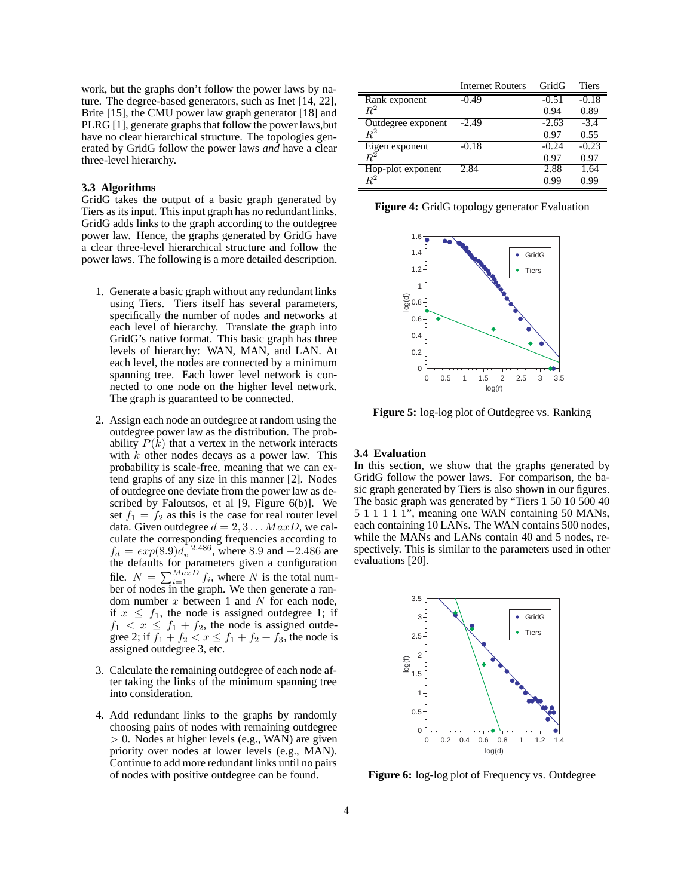work, but the graphs don't follow the power laws by nature. The degree-based generators, such as Inet [14, 22], Brite [15], the CMU power law graph generator [18] and PLRG [1], generate graphs that follow the power laws,but have no clear hierarchical structure. The topologies generated by GridG follow the power laws *and* have a clear three-level hierarchy.

### 3.3 Algorithms

GridG takes the output of a basic graph generated by Tiers as its input. This input graph has no redundant links. GridG adds links to the graph according to the outdegree power law. Hence, the graphs generated by GridG have a clear three-level hierarchical structure and follow the power laws. The following is a more detailed description.

1. Generate a basic graph without any redundant links using Tiers. Tiers itself has several parameters, specifically the number of nodes and networks at each level of hierarchy. Translate the graph into GridG's native format. This basic graph has three levels of hierarchy: WAN, MAN, and LAN. At each level, the nodes are connected by a minimum spanning tree. Each lower level network is connected to one node on the higher level network. The graph is guaranteed to be connected.

2. Assign each node an outdegree at random using the outdegree power law as the distribution. The probability $P(k)$ that a vertex in the network interacts with $k$ other nodes decays as a power law. This probability is scale-free, meaning that we can extend graphs of any size in this manner [2]. Nodes of outdegree one deviate from the power law as described by Faloutsos, et al [9, Figure 6(b)]. We set $f_1 = f_2$ as this is the case for real router level data. Given outdegree $d = 2, 3 \ldots MaxD$, we calculate the corresponding frequencies according to $f_d = exp(8.9) d_v^{-2.486}$, where $8.9$ and $-2.486$ are the defaults for parameters given a configuration file. $N = \sum_{i=1}^{MaxD} f_i$, where $N$ is the total number of nodes in the graph. We then generate a random number $x$ between 1 and $N$ for each node, if $x \leq f_1$, the node is assigned outdegree 1; if $f_1 < x \leq f_1 + f_2$, the node is assigned outdegree 2; if $f_1 + f_2 < x \leq f_1 + f_2 + f_3$, the node is assigned outdegree 3, etc.

3. Calculate the remaining outdegree of each node after taking the links of the minimum spanning tree into consideration.

4. Add redundant links to the graphs by randomly choosing pairs of nodes with remaining outdegree $> 0$. Nodes at higher levels (e.g., WAN) are given priority over nodes at lower levels (e.g., MAN). Continue to add more redundant links until no pairs of nodes with positive outdegree can be found.

| | Internet Routers | GridG | Tiers |
|---|---|---|---|
| Rank exponent | -0.49 | -0.51 | -0.18 |
| $R^2$ | | 0.94 | 0.89 |
| Outdegree exponent | -2.49 | -2.63 | -3.4 |
| $R^2$ | | 0.97 | 0.55 |
| Eigen exponent | -0.18 | -0.24 | -0.23 |
| $R^2$ | | 0.97 | 0.97 |
| Hop-plot exponent | 2.84 | 2.88 | 1.64 |
| $R^2$ | | 0.99 | 0.99 |

**Figure 4:** GridG topology generator Evaluation

**Figure 5:** log-log plot of Outdegree vs. Ranking

### 3.4 Evaluation

In this section, we show that the graphs generated by GridG follow the power laws. For comparison, the basic graph generated by Tiers is also shown in our figures. The basic graph was generated by "Tiers 1 50 10 500 40 5 1 1 1 1 1", meaning one WAN containing 50 MANs, each containing 10 LANs. The WAN contains 500 nodes, while the MANs and LANs contain 40 and 5 nodes, respectively. This is similar to the parameters used in other evaluations [20].

**Figure 6:** log-log plot of Frequency vs. Outdegree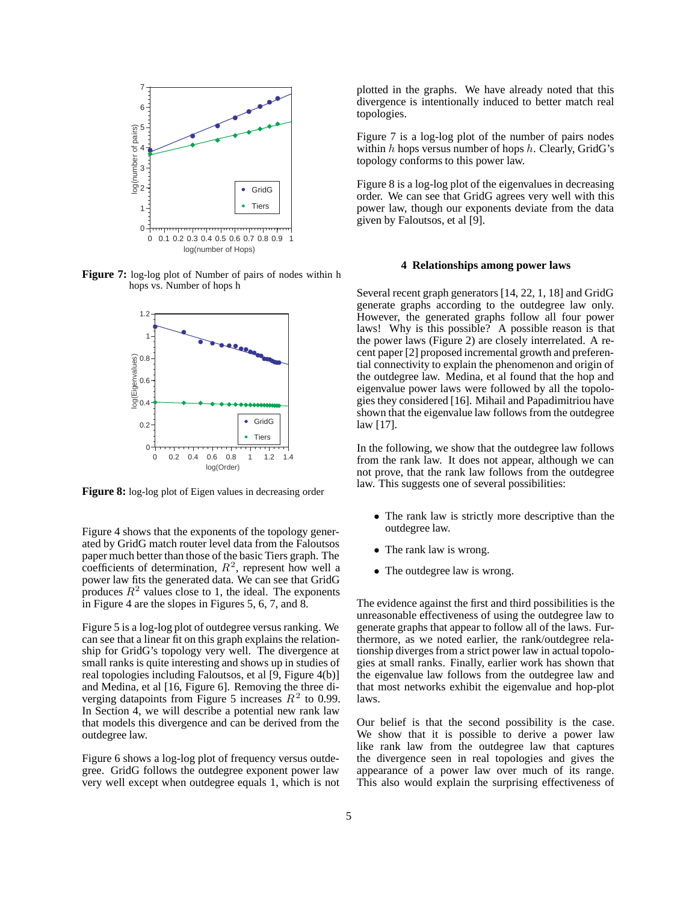**Figure 7:** log-log plot of Number of pairs of nodes within h hops vs. Number of hops h

**Figure 8:** log-log plot of Eigen values in decreasing order

Figure 4 shows that the exponents of the topology generated by GridG match router level data from the Faloutsos paper much better than those of the basic Tiers graph. The coefficients of determination, $R^2$, represent how well a power law fits the generated data. We can see that GridG produces $R^2$ values close to 1, the ideal. The exponents in Figure 4 are the slopes in Figures 5, 6, 7, and 8.

Figure 5 is a log-log plot of outdegree versus ranking. We can see that a linear fit on this graph explains the relationship for GridG's topology very well. The divergence at small ranks is quite interesting and shows up in studies of real topologies including Faloutsos, et al [9, Figure 4(b)] and Medina, et al [16, Figure 6]. Removing the three diverging datapoints from Figure 5 increases $R^2$ to 0.99. In Section 4, we will describe a potential new rank law that models this divergence and can be derived from the outdegree law.

Figure 6 shows a log-log plot of frequency versus outdegree. GridG follows the outdegree exponent power law very well except when outdegree equals 1, which is not plotted in the graphs. We have already noted that this divergence is intentionally induced to better match real topologies.

Figure 7 is a log-log plot of the number of pairs nodes within $h$ hops versus number of hops $h$. Clearly, GridG's topology conforms to this power law.

Figure 8 is a log-log plot of the eigenvalues in decreasing order. We can see that GridG agrees very well with this power law, though our exponents deviate from the data given by Faloutsos, et al [9].

## 4 Relationships among power laws

Several recent graph generators [14, 22, 1, 18] and GridG generate graphs according to the outdegree law only. However, the generated graphs follow all four power laws! Why is this possible? A possible reason is that the power laws (Figure 2) are closely interrelated. A recent paper [2] proposed incremental growth and preferential connectivity to explain the phenomenon and origin of the outdegree law. Medina, et al found that the hop and eigenvalue power laws were followed by all the topologies they considered [16]. Mihail and Papadimitriou have shown that the eigenvalue law follows from the outdegree law [17].

In the following, we show that the outdegree law follows from the rank law. It does not appear, although we can not prove, that the rank law follows from the outdegree law. This suggests one of several possibilities:

- The rank law is strictly more descriptive than the outdegree law.
- The rank law is wrong.
- The outdegree law is wrong.

The evidence against the first and third possibilities is the unreasonable effectiveness of using the outdegree law to generate graphs that appear to follow all of the laws. Furthermore, as we noted earlier, the rank/outdegree relationship diverges from a strict power law in actual topologies at small ranks. Finally, earlier work has shown that the eigenvalue law follows from the outdegree law and that most networks exhibit the eigenvalue and hop-plot laws.

Our belief is that the second possibility is the case. We show that it is possible to derive a power law like rank law from the outdegree law that captures the divergence seen in real topologies and gives the appearance of a power law over much of its range. This also would explain the surprising effectiveness of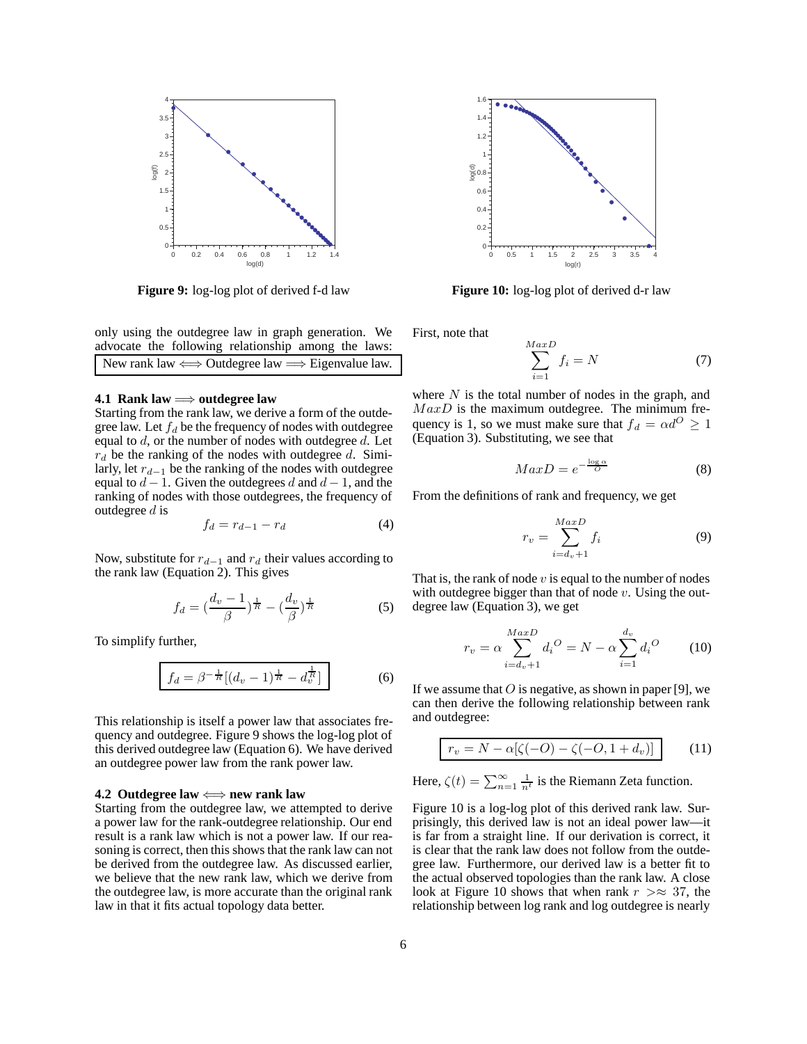Figure 9: log-log plot of derived f-d law

Figure 10: log-log plot of derived d-r law

only using the outdegree law in graph generation. We advocate the following relationship among the laws:

New rank law $\Longleftrightarrow$ Outdegree law $\Longrightarrow$ Eigenvalue law.

### 4.1 Rank law $\Longrightarrow$ outdegree law

Starting from the rank law, we derive a form of the outdegree law. Let $f_d$ be the frequency of nodes with outdegree equal to $d$, or the number of nodes with outdegree $d$. Let $r_d$ be the ranking of the nodes with outdegree $d$. Similarly, let $r_{d-1}$ be the ranking of the nodes with outdegree equal to $d-1$. Given the outdegrees $d$ and $d-1$, and the ranking of nodes with those outdegrees, the frequency of outdegree $d$ is

$$f_d = r_{d-1} - r_d \tag{4}$$

Now, substitute for $r_{d-1}$ and $r_d$ their values according to the rank law (Equation 2). This gives

$$f_d = (\frac{d_v - 1}{\beta})^{\frac{1}{R}} - (\frac{d_v}{\beta})^{\frac{1}{R}} \tag{5}$$

To simplify further,

$$f_d = \beta^{-\frac{1}{R}}[(d_v - 1)^{\frac{1}{R}} - d_v^{\frac{1}{R}}] \tag{6}$$

This relationship is itself a power law that associates frequency and outdegree. Figure 9 shows the log-log plot of this derived outdegree law (Equation 6). We have derived an outdegree power law from the rank power law.

### 4.2 Outdegree law $\Longleftrightarrow$ new rank law

Starting from the outdegree law, we attempted to derive a power law for the rank-outdegree relationship. Our end result is a rank law which is not a power law. If our reasoning is correct, then this shows that the rank law can not be derived from the outdegree law. As discussed earlier, we believe that the new rank law, which we derive from the outdegree law, is more accurate than the original rank law in that it fits actual topology data better.

First, note that

$$\sum_{i=1}^{MaxD} f_i = N \tag{7}$$

where $N$ is the total number of nodes in the graph, and $MaxD$ is the maximum outdegree. The minimum frequency is 1, so we must make sure that $f_d = \alpha d^O \geq 1$ (Equation 3). Substituting, we see that

$$MaxD = e^{-\frac{\log \alpha}{O}} \tag{8}$$

From the definitions of rank and frequency, we get

$$r_v = \sum_{i=d_v+1}^{MaxD} f_i \tag{9}$$

That is, the rank of node $v$ is equal to the number of nodes with outdegree bigger than that of node $v$. Using the outdegree law (Equation 3), we get

$$r_v = \alpha \sum_{i=d_v+1}^{MaxD} {d_i}^O = N - \alpha \sum_{i=1}^{d_v} {d_i}^O \tag{10}$$

If we assume that $O$ is negative, as shown in paper [9], we can then derive the following relationship between rank and outdegree:

$$r_v = N - \alpha[\zeta(-O) - \zeta(-O, 1 + d_v)] \tag{11}$$

Here, $\zeta(t) = \sum_{n=1}^{\infty} \frac{1}{n^t}$ is the Riemann Zeta function.

Figure 10 is a log-log plot of this derived rank law. Surprisingly, this derived law is not an ideal power law—it is far from a straight line. If our derivation is correct, it is clear that the rank law does not follow from the outdegree law. Furthermore, our derived law is a better fit to the actual observed topologies than the rank law. A close look at Figure 10 shows that when rank $r >\approx 37$, the relationship between log rank and log outdegree is nearly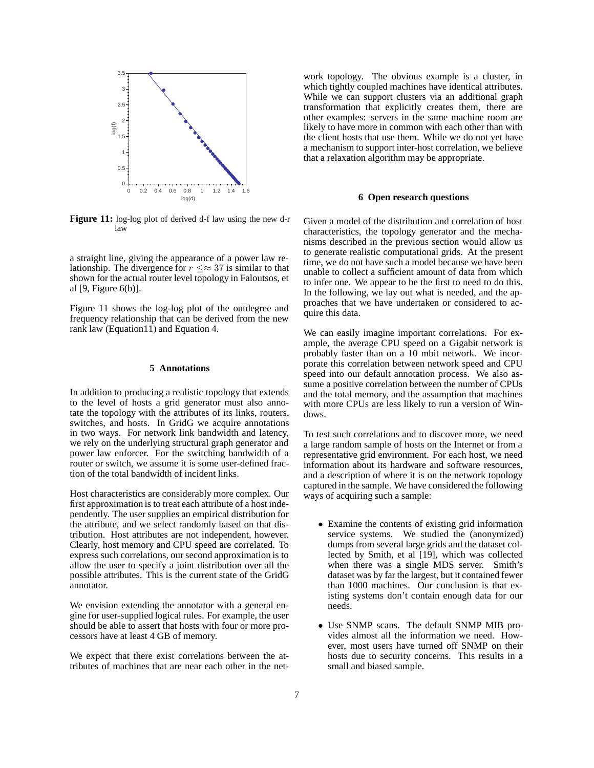3.5
3
2.5
2
1.5
1
0.5
0
log(f)
0 0.2 0.4 0.6 0.8 1 1.2 1.4 1.6
log(d)

**Figure 11:** log-log plot of derived d-f law using the new d-r law

a straight line, giving the appearance of a power law relationship. The divergence for $r \lesssim 37$ is similar to that shown for the actual router level topology in Faloutsos, et al [9, Figure 6(b)].

Figure 11 shows the log-log plot of the outdegree and frequency relationship that can be derived from the new rank law (Equation11) and Equation 4.

## 5 Annotations

In addition to producing a realistic topology that extends to the level of hosts a grid generator must also annotate the topology with the attributes of its links, routers, switches, and hosts. In GridG we acquire annotations in two ways. For network link bandwidth and latency, we rely on the underlying structural graph generator and power law enforcer. For the switching bandwidth of a router or switch, we assume it is some user-defined fraction of the total bandwidth of incident links.

Host characteristics are considerably more complex. Our first approximation is to treat each attribute of a host independently. The user supplies an empirical distribution for the attribute, and we select randomly based on that distribution. Host attributes are not independent, however. Clearly, host memory and CPU speed are correlated. To express such correlations, our second approximation is to allow the user to specify a joint distribution over all the possible attributes. This is the current state of the GridG annotator.

We envision extending the annotator with a general engine for user-supplied logical rules. For example, the user should be able to assert that hosts with four or more processors have at least 4 GB of memory.

We expect that there exist correlations between the attributes of machines that are near each other in the network topology. The obvious example is a cluster, in which tightly coupled machines have identical attributes. While we can support clusters via an additional graph transformation that explicitly creates them, there are other examples: servers in the same machine room are likely to have more in common with each other than with the client hosts that use them. While we do not yet have a mechanism to support inter-host correlation, we believe that a relaxation algorithm may be appropriate.

## 6 Open research questions

Given a model of the distribution and correlation of host characteristics, the topology generator and the mechanisms described in the previous section would allow us to generate realistic computational grids. At the present time, we do not have such a model because we have been unable to collect a sufficient amount of data from which to infer one. We appear to be the first to need to do this. In the following, we lay out what is needed, and the approaches that we have undertaken or considered to acquire this data.

We can easily imagine important correlations. For example, the average CPU speed on a Gigabit network is probably faster than on a 10 mbit network. We incorporate this correlation between network speed and CPU speed into our default annotation process. We also assume a positive correlation between the number of CPUs and the total memory, and the assumption that machines with more CPUs are less likely to run a version of Windows.

To test such correlations and to discover more, we need a large random sample of hosts on the Internet or from a representative grid environment. For each host, we need information about its hardware and software resources, and a description of where it is on the network topology captured in the sample. We have considered the following ways of acquiring such a sample:

- Examine the contents of existing grid information service systems. We studied the (anonymized) dumps from several large grids and the dataset collected by Smith, et al [19], which was collected when there was a single MDS server. Smith's dataset was by far the largest, but it contained fewer than 1000 machines. Our conclusion is that existing systems don't contain enough data for our needs.
- Use SNMP scans. The default SNMP MIB provides almost all the information we need. However, most users have turned off SNMP on their hosts due to security concerns. This results in a small and biased sample.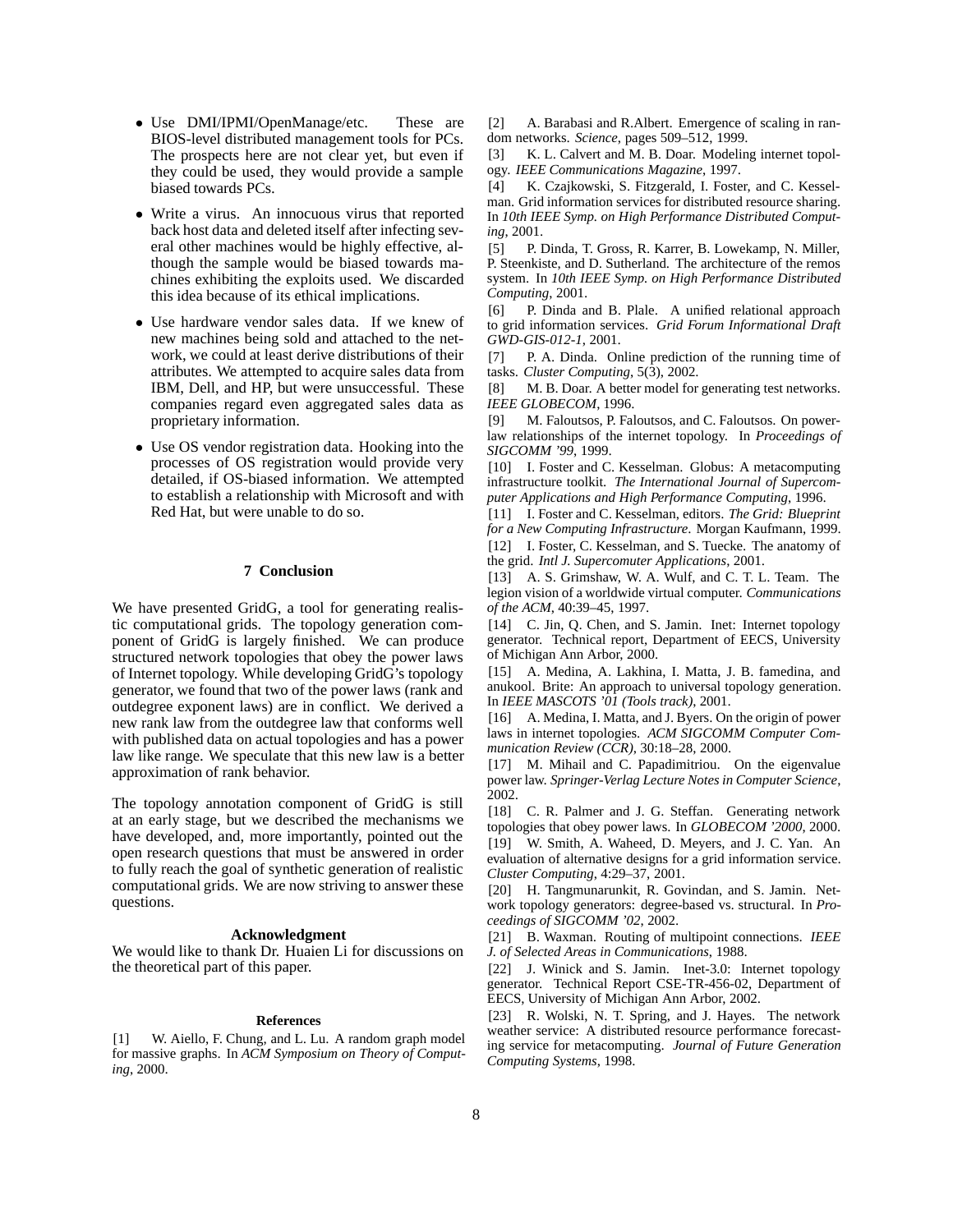- Use DMI/IPMI/OpenManage/etc. These are BIOS-level distributed management tools for PCs. The prospects here are not clear yet, but even if they could be used, they would provide a sample biased towards PCs.
- Write a virus. An innocuous virus that reported back host data and deleted itself after infecting several other machines would be highly effective, although the sample would be biased towards machines exhibiting the exploits used. We discarded this idea because of its ethical implications.
- Use hardware vendor sales data. If we knew of new machines being sold and attached to the network, we could at least derive distributions of their attributes. We attempted to acquire sales data from IBM, Dell, and HP, but were unsuccessful. These companies regard even aggregated sales data as proprietary information.
- Use OS vendor registration data. Hooking into the processes of OS registration would provide very detailed, if OS-biased information. We attempted to establish a relationship with Microsoft and with Red Hat, but were unable to do so.

## 7 Conclusion

We have presented GridG, a tool for generating realistic computational grids. The topology generation component of GridG is largely finished. We can produce structured network topologies that obey the power laws of Internet topology. While developing GridG's topology generator, we found that two of the power laws (rank and outdegree exponent laws) are in conflict. We derived a new rank law from the outdegree law that conforms well with published data on actual topologies and has a power law like range. We speculate that this new law is a better approximation of rank behavior.

The topology annotation component of GridG is still at an early stage, but we described the mechanisms we have developed, and, more importantly, pointed out the open research questions that must be answered in order to fully reach the goal of synthetic generation of realistic computational grids. We are now striving to answer these questions.

### Acknowledgment

We would like to thank Dr. Huaien Li for discussions on the theoretical part of this paper.

### References

[1] W. Aiello, F. Chung, and L. Lu. A random graph model for massive graphs. In *ACM Symposium on Theory of Computing*, 2000.

[2] A. Barabasi and R.Albert. Emergence of scaling in random networks. *Science*, pages 509–512, 1999.

[3] K. L. Calvert and M. B. Doar. Modeling internet topology. *IEEE Communications Magazine*, 1997.

[4] K. Czajkowski, S. Fitzgerald, I. Foster, and C. Kesselman. Grid information services for distributed resource sharing. In *10th IEEE Symp. on High Performance Distributed Computing*, 2001.

[5] P. Dinda, T. Gross, R. Karrer, B. Lowekamp, N. Miller, P. Steenkiste, and D. Sutherland. The architecture of the remos system. In *10th IEEE Symp. on High Performance Distributed Computing*, 2001.

[6] P. Dinda and B. Plale. A unified relational approach to grid information services. *Grid Forum Informational Draft GWD-GIS-012-1*, 2001.

[7] P. A. Dinda. Online prediction of the running time of tasks. *Cluster Computing*, 5(3), 2002.

[8] M. B. Doar. A better model for generating test networks. *IEEE GLOBECOM*, 1996.

[9] M. Faloutsos, P. Faloutsos, and C. Faloutsos. On power-law relationships of the internet topology. In *Proceedings of SIGCOMM '99*, 1999.

[10] I. Foster and C. Kesselman. Globus: A metacomputing infrastructure toolkit. *The International Journal of Supercomputer Applications and High Performance Computing*, 1996.

[11] I. Foster and C. Kesselman, editors. *The Grid: Blueprint for a New Computing Infrastructure*. Morgan Kaufmann, 1999.

[12] I. Foster, C. Kesselman, and S. Tuecke. The anatomy of the grid. *Intl J. Supercomuter Applications*, 2001.

[13] A. S. Grimshaw, W. A. Wulf, and C. T. L. Team. The legion vision of a worldwide virtual computer. *Communications of the ACM*, 40:39–45, 1997.

[14] C. Jin, Q. Chen, and S. Jamin. Inet: Internet topology generator. Technical report, Department of EECS, University of Michigan Ann Arbor, 2000.

[15] A. Medina, A. Lakhina, I. Matta, J. B. famedina, and anukool. Brite: An approach to universal topology generation. In *IEEE MASCOTS '01 (Tools track)*, 2001.

[16] A. Medina, I. Matta, and J. Byers. On the origin of power laws in internet topologies. *ACM SIGCOMM Computer Communication Review (CCR)*, 30:18–28, 2000.

[17] M. Mihail and C. Papadimitriou. On the eigenvalue power law. *Springer-Verlag Lecture Notes in Computer Science*, 2002.

[18] C. R. Palmer and J. G. Steffan. Generating network topologies that obey power laws. In *GLOBECOM '2000*, 2000.

[19] W. Smith, A. Waheed, D. Meyers, and J. C. Yan. An evaluation of alternative designs for a grid information service. *Cluster Computing*, 4:29–37, 2001.

[20] H. Tangmunarunkit, R. Govindan, and S. Jamin. Network topology generators: degree-based vs. structural. In *Proceedings of SIGCOMM '02*, 2002.

[21] B. Waxman. Routing of multipoint connections. *IEEE J. of Selected Areas in Communications*, 1988.

[22] J. Winick and S. Jamin. Inet-3.0: Internet topology generator. Technical Report CSE-TR-456-02, Department of EECS, University of Michigan Ann Arbor, 2002.

[23] R. Wolski, N. T. Spring, and J. Hayes. The network weather service: A distributed resource performance forecasting service for metacomputing. *Journal of Future Generation Computing Systems*, 1998.